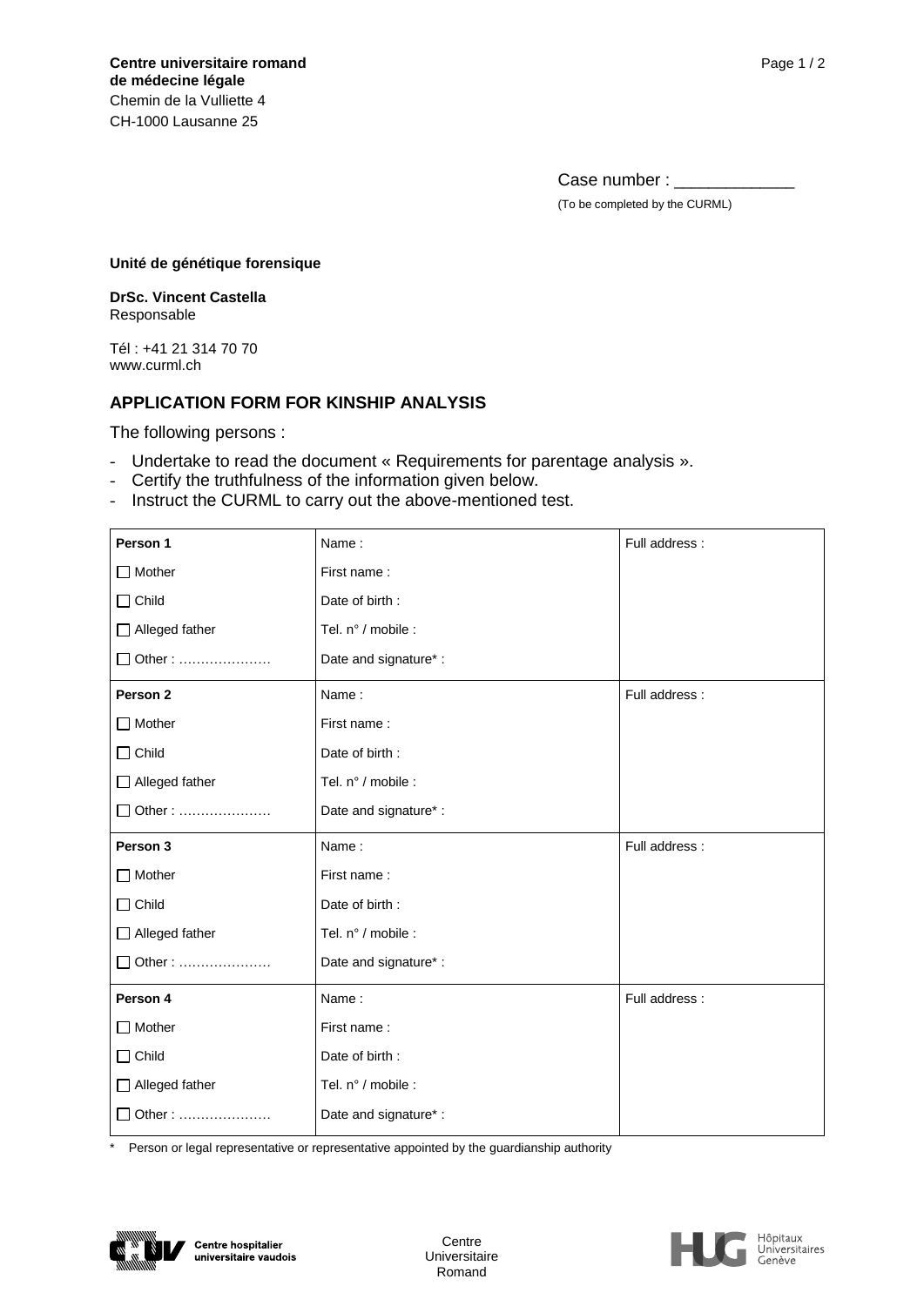**Centre universitaire romand**
**de médecine légale**
Chemin de la Vulliette 4
CH-1000 Lausanne 25

Case number : _____________

(To be completed by the CURML)

**Unité de génétique forensique**

**DrSc. Vincent Castella**
Responsable

Tél : +41 21 314 70 70
www.curml.ch

## APPLICATION FORM FOR KINSHIP ANALYSIS

The following persons :

- Undertake to read the document « Requirements for parentage analysis ».
- Certify the truthfulness of the information given below.
- Instruct the CURML to carry out the above-mentioned test.

| **Person 1** | Name : | Full address : |
|---|---|---|
| ☐ Mother | First name : | |
| ☐ Child | Date of birth : | |
| ☐ Alleged father | Tel. n° / mobile : | |
| ☐ Other : ………………… | Date and signature* : | |
| **Person 2** | Name : | Full address : |
| ☐ Mother | First name : | |
| ☐ Child | Date of birth : | |
| ☐ Alleged father | Tel. n° / mobile : | |
| ☐ Other : ………………… | Date and signature* : | |
| **Person 3** | Name : | Full address : |
| ☐ Mother | First name : | |
| ☐ Child | Date of birth : | |
| ☐ Alleged father | Tel. n° / mobile : | |
| ☐ Other : ………………… | Date and signature* : | |
| **Person 4** | Name : | Full address : |
| ☐ Mother | First name : | |
| ☐ Child | Date of birth : | |
| ☐ Alleged father | Tel. n° / mobile : | |
| ☐ Other : ………………… | Date and signature* : | |

\* Person or legal representative or representative appointed by the guardianship authority

Centre hospitalier universitaire vaudois

Centre Universitaire Romand

Hôpitaux Universitaires Genève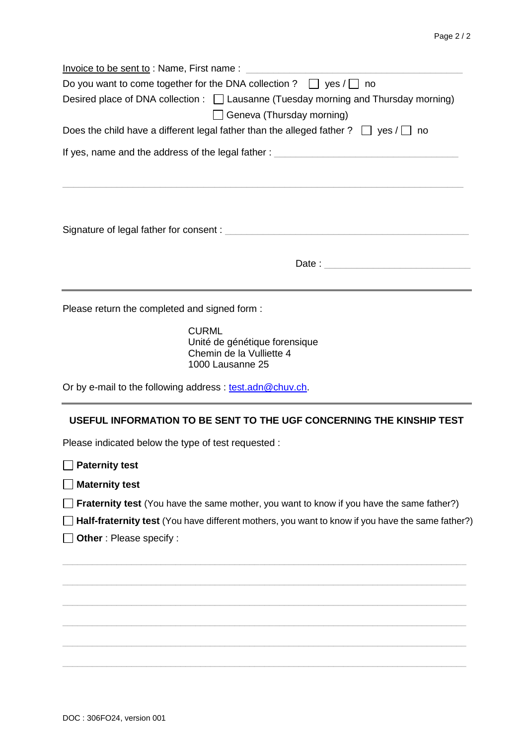Invoice to be sent to : Name, First name : ______________________________

Do you want to come together for the DNA collection ? ☐ yes / ☐ no

Desired place of DNA collection : ☐ Lausanne (Tuesday morning and Thursday morning)

☐ Geneva (Thursday morning)

Does the child have a different legal father than the alleged father ? ☐ yes / ☐ no

If yes, name and the address of the legal father : ______________________________

______________________________

Signature of legal father for consent : ______________________________

Date : ______________________________

---

Please return the completed and signed form :

CURML
Unité de génétique forensique
Chemin de la Vulliette 4
1000 Lausanne 25

Or by e-mail to the following address : test.adn@chuv.ch.

---

**USEFUL INFORMATION TO BE SENT TO THE UGF CONCERNING THE KINSHIP TEST**

Please indicated below the type of test requested :

☐ **Paternity test**

☐ **Maternity test**

☐ **Fraternity test** (You have the same mother, you want to know if you have the same father?)

☐ **Half-fraternity test** (You have different mothers, you want to know if you have the same father?)

☐ **Other** : Please specify :

______________________________

______________________________

______________________________

______________________________

______________________________

______________________________

DOC : 306FO24, version 001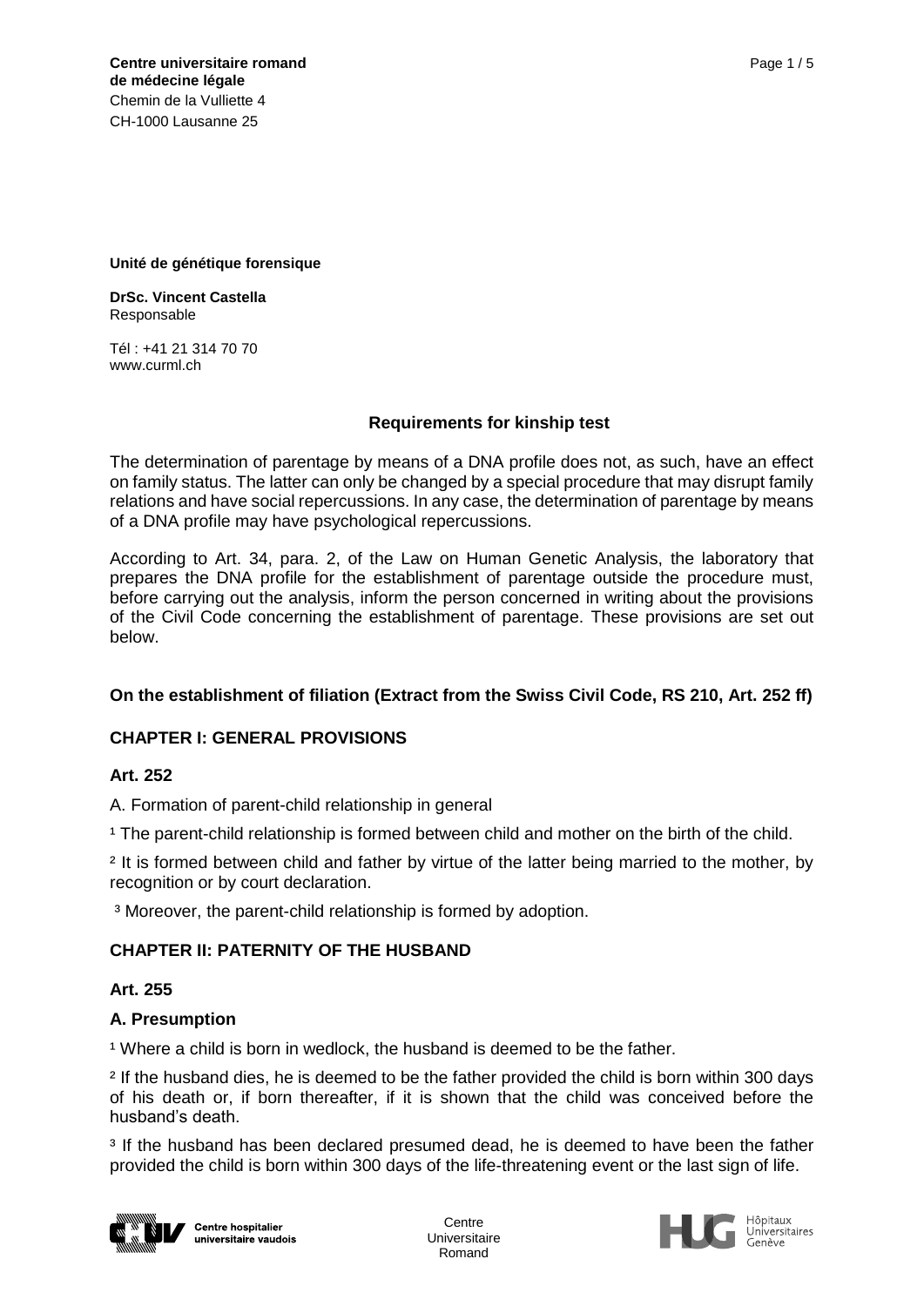**Centre universitaire romand de médecine légale**
Chemin de la Vulliette 4
CH-1000 Lausanne 25

**Unité de génétique forensique**

**DrSc. Vincent Castella**
Responsable

Tél : +41 21 314 70 70
www.curml.ch

## Requirements for kinship test

The determination of parentage by means of a DNA profile does not, as such, have an effect on family status. The latter can only be changed by a special procedure that may disrupt family relations and have social repercussions. In any case, the determination of parentage by means of a DNA profile may have psychological repercussions.

According to Art. 34, para. 2, of the Law on Human Genetic Analysis, the laboratory that prepares the DNA profile for the establishment of parentage outside the procedure must, before carrying out the analysis, inform the person concerned in writing about the provisions of the Civil Code concerning the establishment of parentage. These provisions are set out below.

### On the establishment of filiation (Extract from the Swiss Civil Code, RS 210, Art. 252 ff)

### CHAPTER I: GENERAL PROVISIONS

#### Art. 252

A. Formation of parent-child relationship in general

[1] The parent-child relationship is formed between child and mother on the birth of the child.

[2] It is formed between child and father by virtue of the latter being married to the mother, by recognition or by court declaration.

[3] Moreover, the parent-child relationship is formed by adoption.

### CHAPTER II: PATERNITY OF THE HUSBAND

#### Art. 255

#### A. Presumption

[1] Where a child is born in wedlock, the husband is deemed to be the father.

[2] If the husband dies, he is deemed to be the father provided the child is born within 300 days of his death or, if born thereafter, if it is shown that the child was conceived before the husband's death.

[3] If the husband has been declared presumed dead, he is deemed to have been the father provided the child is born within 300 days of the life-threatening event or the last sign of life.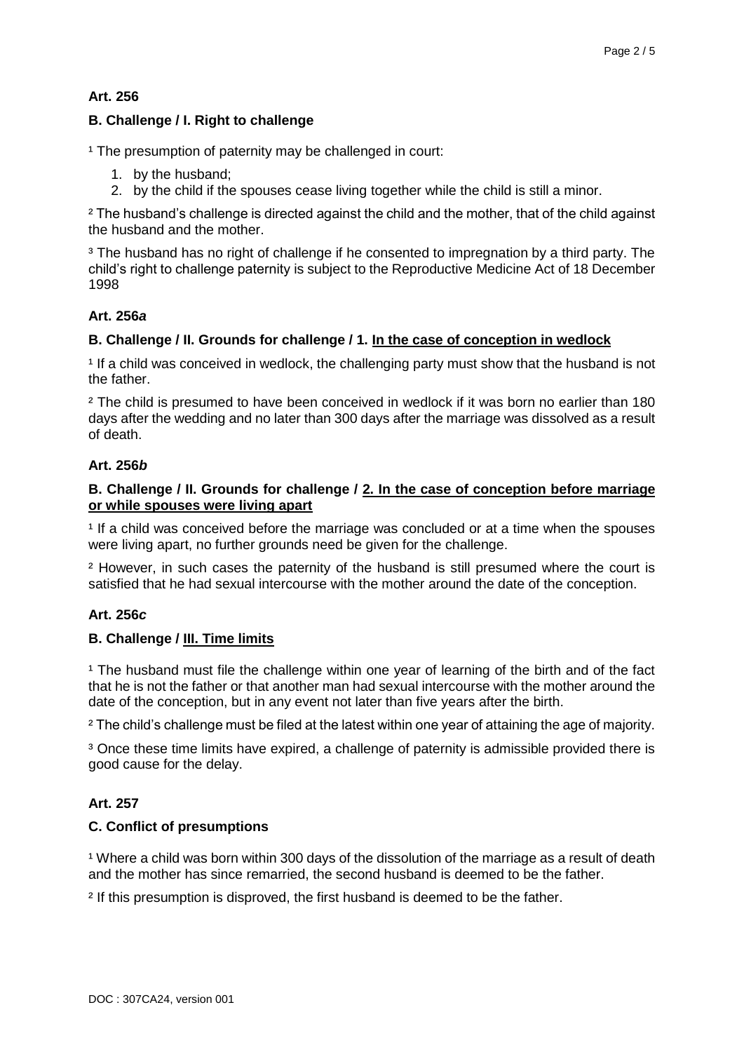**Art. 256**

**B. Challenge / I. Right to challenge**

[1] The presumption of paternity may be challenged in court:

1. by the husband;
2. by the child if the spouses cease living together while the child is still a minor.

[2] The husband's challenge is directed against the child and the mother, that of the child against the husband and the mother.

[3] The husband has no right of challenge if he consented to impregnation by a third party. The child's right to challenge paternity is subject to the Reproductive Medicine Act of 18 December 1998

**Art. 256*a***

**B. Challenge / II. Grounds for challenge / 1. <u>In the case of conception in wedlock</u>**

[1] If a child was conceived in wedlock, the challenging party must show that the husband is not the father.

[2] The child is presumed to have been conceived in wedlock if it was born no earlier than 180 days after the wedding and no later than 300 days after the marriage was dissolved as a result of death.

**Art. 256*b***

**B. Challenge / II. Grounds for challenge / <u>2. In the case of conception before marriage or while spouses were living apart</u>**

[1] If a child was conceived before the marriage was concluded or at a time when the spouses were living apart, no further grounds need be given for the challenge.

[2] However, in such cases the paternity of the husband is still presumed where the court is satisfied that he had sexual intercourse with the mother around the date of the conception.

**Art. 256*c***

**B. Challenge / <u>III. Time limits</u>**

[1] The husband must file the challenge within one year of learning of the birth and of the fact that he is not the father or that another man had sexual intercourse with the mother around the date of the conception, but in any event not later than five years after the birth.

[2] The child's challenge must be filed at the latest within one year of attaining the age of majority.

[3] Once these time limits have expired, a challenge of paternity is admissible provided there is good cause for the delay.

**Art. 257**

**C. Conflict of presumptions**

[1] Where a child was born within 300 days of the dissolution of the marriage as a result of death and the mother has since remarried, the second husband is deemed to be the father.

[2] If this presumption is disproved, the first husband is deemed to be the father.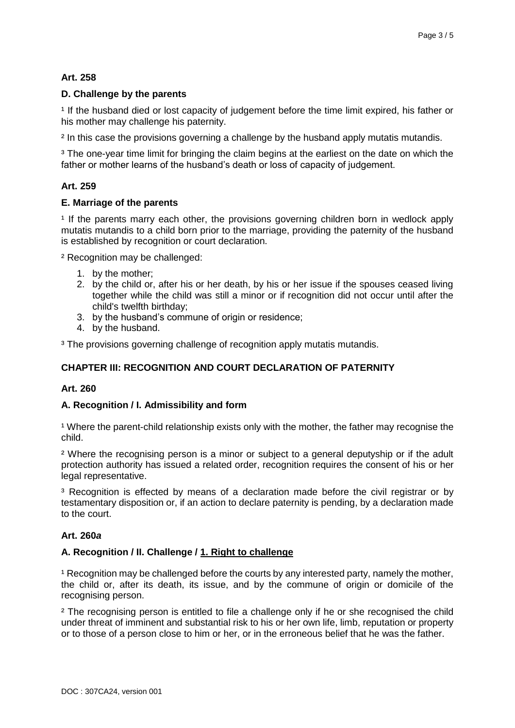**Art. 258**

**D. Challenge by the parents**

[1] If the husband died or lost capacity of judgement before the time limit expired, his father or his mother may challenge his paternity.

[2] In this case the provisions governing a challenge by the husband apply mutatis mutandis.

[3] The one-year time limit for bringing the claim begins at the earliest on the date on which the father or mother learns of the husband's death or loss of capacity of judgement.

**Art. 259**

**E. Marriage of the parents**

[1] If the parents marry each other, the provisions governing children born in wedlock apply mutatis mutandis to a child born prior to the marriage, providing the paternity of the husband is established by recognition or court declaration.

[2] Recognition may be challenged:

1. by the mother;
2. by the child or, after his or her death, by his or her issue if the spouses ceased living together while the child was still a minor or if recognition did not occur until after the child's twelfth birthday;
3. by the husband's commune of origin or residence;
4. by the husband.

[3] The provisions governing challenge of recognition apply mutatis mutandis.

## CHAPTER III: RECOGNITION AND COURT DECLARATION OF PATERNITY

**Art. 260**

**A. Recognition / I. Admissibility and form**

[1] Where the parent-child relationship exists only with the mother, the father may recognise the child.

[2] Where the recognising person is a minor or subject to a general deputyship or if the adult protection authority has issued a related order, recognition requires the consent of his or her legal representative.

[3] Recognition is effected by means of a declaration made before the civil registrar or by testamentary disposition or, if an action to declare paternity is pending, by a declaration made to the court.

**Art. 260*a***

**A. Recognition / II. Challenge / 1. Right to challenge**

[1] Recognition may be challenged before the courts by any interested party, namely the mother, the child or, after its death, its issue, and by the commune of origin or domicile of the recognising person.

[2] The recognising person is entitled to file a challenge only if he or she recognised the child under threat of imminent and substantial risk to his or her own life, limb, reputation or property or to those of a person close to him or her, or in the erroneous belief that he was the father.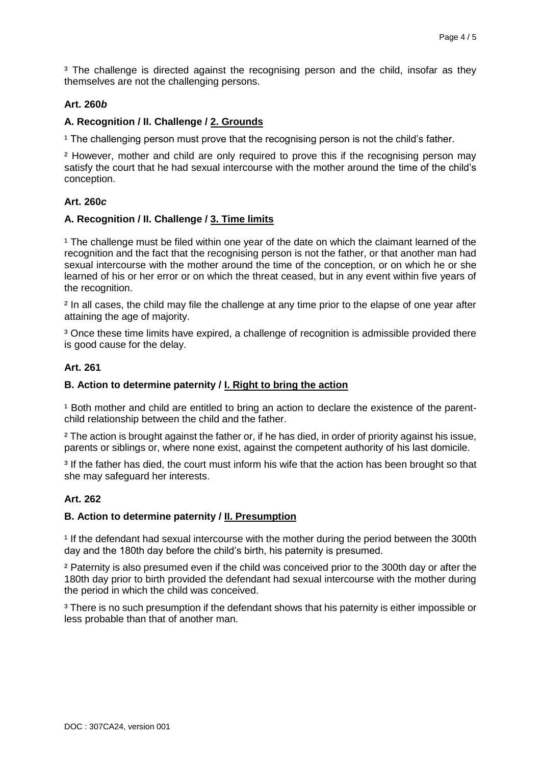[3] The challenge is directed against the recognising person and the child, insofar as they themselves are not the challenging persons.

**Art. 260*b***

**A. Recognition / II. Challenge / 2. Grounds**

[1] The challenging person must prove that the recognising person is not the child's father.

[2] However, mother and child are only required to prove this if the recognising person may satisfy the court that he had sexual intercourse with the mother around the time of the child's conception.

**Art. 260*c***

**A. Recognition / II. Challenge / 3. Time limits**

[1] The challenge must be filed within one year of the date on which the claimant learned of the recognition and the fact that the recognising person is not the father, or that another man had sexual intercourse with the mother around the time of the conception, or on which he or she learned of his or her error or on which the threat ceased, but in any event within five years of the recognition.

[2] In all cases, the child may file the challenge at any time prior to the elapse of one year after attaining the age of majority.

[3] Once these time limits have expired, a challenge of recognition is admissible provided there is good cause for the delay.

**Art. 261**

**B. Action to determine paternity / I. Right to bring the action**

[1] Both mother and child are entitled to bring an action to declare the existence of the parent-child relationship between the child and the father.

[2] The action is brought against the father or, if he has died, in order of priority against his issue, parents or siblings or, where none exist, against the competent authority of his last domicile.

[3] If the father has died, the court must inform his wife that the action has been brought so that she may safeguard her interests.

**Art. 262**

**B. Action to determine paternity / II. Presumption**

[1] If the defendant had sexual intercourse with the mother during the period between the 300th day and the 180th day before the child's birth, his paternity is presumed.

[2] Paternity is also presumed even if the child was conceived prior to the 300th day or after the 180th day prior to birth provided the defendant had sexual intercourse with the mother during the period in which the child was conceived.

[3] There is no such presumption if the defendant shows that his paternity is either impossible or less probable than that of another man.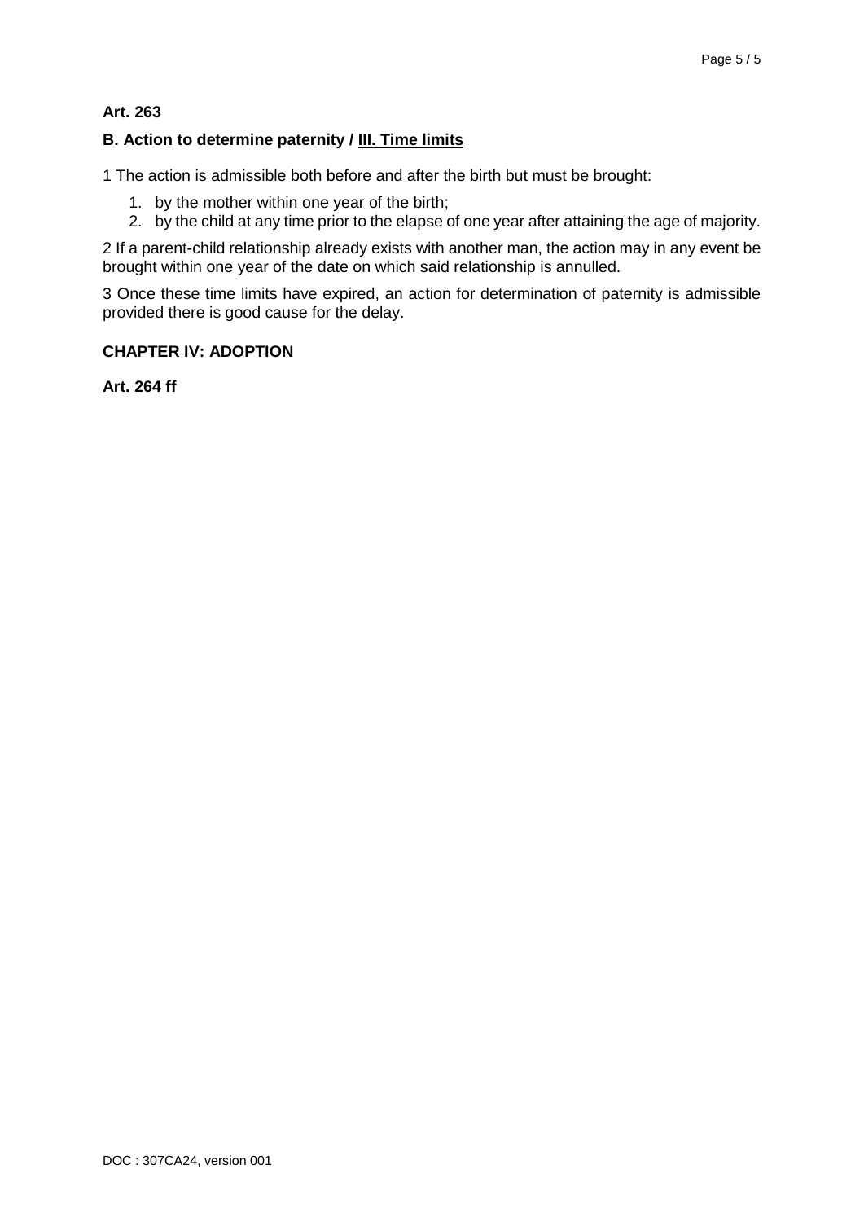**Art. 263**

**B. Action to determine paternity / III. Time limits**

1 The action is admissible both before and after the birth but must be brought:

1. by the mother within one year of the birth;
2. by the child at any time prior to the elapse of one year after attaining the age of majority.

2 If a parent-child relationship already exists with another man, the action may in any event be brought within one year of the date on which said relationship is annulled.

3 Once these time limits have expired, an action for determination of paternity is admissible provided there is good cause for the delay.

**CHAPTER IV: ADOPTION**

**Art. 264 ff**

DOC : 307CA24, version 001